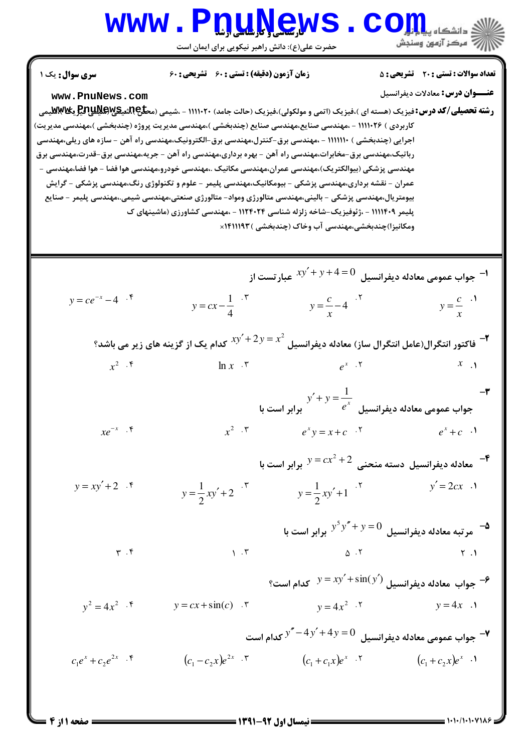کارشناسی و کارشناسی ارشد

حضرت علی(ع): دانش راهبر نیکویی برای ایمان است

**سری سوال:** یک ۱ | **زمان آزمون (دقیقه) : تستی :** ۶۰ **تشریحی :** ۶۰ | **تعداد سوالات : تستی :** ۲۰ **تشریحی :** ۵

**عنـــوان درس:** معادلات دیفرانسیل

**رشته تحصیلی/کد درس:** فیزیک (هسته ای )،فیزیک (اتمی و مولکولی)،فیزیک (حالت جامد) ۱۱۱۱۰۲۰ - ،شیمی (محض )،شیمی (کاربردی )،شیمی کاربردی ) ۱۱۱۱۰۲۶ - ،مهندسی صنایع،مهندسی صنایع (چندبخشی )،مهندسی مدیریت پروژه (چندبخشی )،مهندسی مدیریت اجرایی (چندبخشی ) ۱۱۱۱۱۱۰ - ،مهندسی برق-کنترل،مهندسی برق-الکترونیک،مهندسی راه آهن - سازه های ریلی،مهندسی رباتیک،مهندسی برق-مخابرات،مهندسی راه آهن - بهره برداری،مهندسی راه آهن - جریه،مهندسی برق-قدرت،مهندسی برق مهندسی پزشکی (بیوالکتریک)،مهندسی عمران،مهندسی مکانیک ،مهندسی خودرو،مهندسی هوا فضا - هوا فضا،مهندسی - عمران - نقشه برداری،مهندسی پزشکی - بیومکانیک،مهندسی پلیمر - علوم و تکنولوژی رنگ،مهندسی پزشکی - گرایش بیومتریال،مهندسی پزشکی - بالینی،مهندسی متالورژی ومواد- متالورژی صنعتی،مهندسی شیمی،،مهندسی پلیمر - صنایع پلیمر ۱۱۱۱۴۰۹ - ،ژئوفیزیک-شاخه زلزله شناسی ۱۱۲۴۰۲۴ - ،مهندسی کشاورزی (ماشینهای ک ومکانیزا)چندبخشی،مهندسی آب وخاک (چندبخشی )۱۴۱۱۱۹۳×

---

۱- جواب عمومی معادله دیفرانسیل $xy'+y+4=0$ عبارتست از

۱. $y=\frac{c}{x}$ &emsp; ۲. $y=\frac{c}{x}-4$ &emsp; ۳. $y=cx-\frac{1}{4}$ &emsp; ۴. $y=ce^{-x}-4$

۲- فاکتور انتگرال(عامل انتگرال ساز) معادله دیفرانسیل $xy'+2y=x^2$ کدام یک از گزینه های زیر می باشد؟

۱. $x$ &emsp; ۲. $e^x$ &emsp; ۳. $\ln x$ &emsp; ۴. $x^2$

۳- جواب عمومی معادله دیفرانسیل $y'+y=\frac{1}{e^x}$ برابر است با

۱. $e^x+c$ &emsp; ۲. $e^x y=x+c$ &emsp; ۳. $x^2$ &emsp; ۴. $xe^{-x}$

۴- معادله دیفرانسیل دسته منحنی $y=cx^2+2$ برابر است با

۱. $y'=2cx$ &emsp; ۲. $y=\frac{1}{2}xy'+1$ &emsp; ۳. $y=\frac{1}{2}xy'+2$ &emsp; ۴. $y=xy'+2$

۵- مرتبه معادله دیفرانسیل $y^5y''+y=0$ برابر است با

۱. ۲ &emsp; ۲. ۵ &emsp; ۳. ۱ &emsp; ۴. ۳

۶- جواب معادله دیفرانسیل $y=xy'+\sin(y')$ کدام است؟

۱. $y=4x$ &emsp; ۲. $y=4x^2$ &emsp; ۳. $y=cx+\sin(c)$ &emsp; ۴. $y^2=4x^2$

۷- جواب عمومی معادله دیفرانسیل $y''-4y'+4y=0$ کدام است

۱. $(c_1+c_2x)e^x$ &emsp; ۲. $(c_1+c_1x)e^x$ &emsp; ۳. $(c_1-c_2x)e^{2x}$ &emsp; ۴. $c_1e^x+c_2e^{2x}$

نیمسال اول ۹۲-۱۳۹۱

۱۰۱۰/۱۰۱۰۷۱۸۶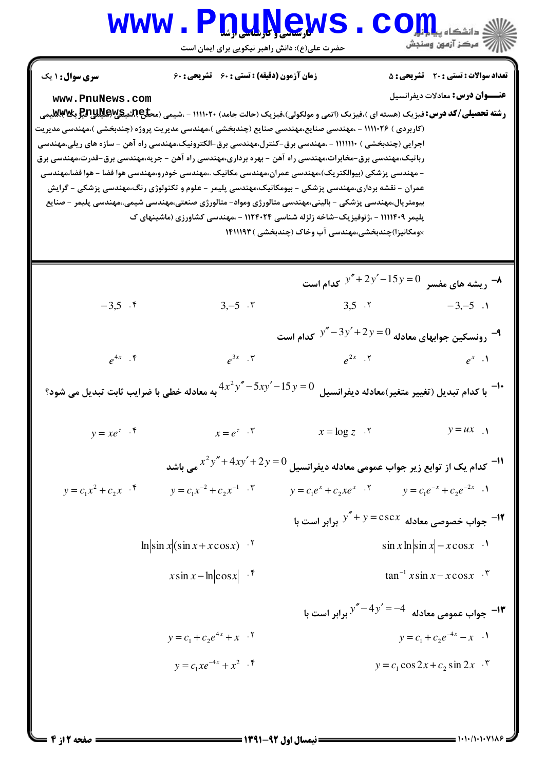**سری سوال:** ۱ یک

**زمان آزمون (دقیقه) : تستی :** ۶۰ **تشریحی :** ۶۰

**تعداد سوالات : تستی :** ۲۰ **تشریحی :** ۵

**عنـــوان درس:** معادلات دیفرانسیل

**رشته تحصیلی/کد درس:** فیزیک (هسته ای )،فیزیک (اتمی و مولکولی)،فیزیک (حالت جامد) ۱۱۱۱۰۲۰ - ،شیمی (محض )،شیمی (کاربردی ) ۱۱۱۱۰۲۶ - ،مهندسی صنایع،مهندسی صنایع (چندبخشی )،مهندسی مدیریت پروژه (چندبخشی )،مهندسی مدیریت اجرایی (چندبخشی ) ۱۱۱۱۱۱۰ - ،مهندسی برق-کنترل،مهندسی برق-الکترونیک،مهندسی راه آهن - سازه های ریلی،مهندسی رباتیک،مهندسی برق-مخابرات،مهندسی راه آهن - بهره برداری،مهندسی راه آهن - جریه،مهندسی برق-قدرت،مهندسی برق - مهندسی پزشکی (بیوالکتریک)،مهندسی عمران،مهندسی مکانیک ،مهندسی خودرو،مهندسی هوا فضا - هوا فضا،مهندسی عمران - نقشه برداری،مهندسی پزشکی - بیومکانیک،مهندسی پلیمر - علوم و تکنولوژی رنگ،مهندسی پزشکی - گرایش بیومتریال،مهندسی پزشکی - بالینی،مهندسی متالورژی ومواد- متالورژی صنعتی،مهندسی شیمی،مهندسی پلیمر - صنایع پلیمر ۱۱۱۱۴۰۹ - ،ژئوفیزیک-شاخه زلزله شناسی ۱۱۲۴۰۲۴ - ،مهندسی کشاورزی (ماشینهای کشاورزی و مکانیزا)چندبخشی،مهندسی آب وخاک (چندبخشی ) ۱۴۱۱۱۹۳

---

۸- ریشه های مفسر $y''+2y'-15y=0$ کدام است

۱. $-3,-5$ ۲. $3,5$ ۳. $3,-5$ ۴. $-3,5$

۹- رونسکین جوابهای معادله $y''-3y'+2y=0$ کدام است

۱. $e^{x}$ ۲. $e^{2x}$ ۳. $e^{3x}$ ۴. $e^{4x}$

۱۰- با کدام تبدیل (تغییر متغیر)معادله دیفرانسیل $4x^2y''-5xy'-15y=0$ به معادله خطی با ضرایب ثابت تبدیل می شود؟

۱. $y=ux$ ۲. $x=\log z$ ۳. $x=e^{z}$ ۴. $y=xe^{z}$

۱۱- کدام یک از توابع زیر جواب عمومی معادله دیفرانسیل $x^2y''+4xy'+2y=0$ می باشد

۱. $y=c_1e^{-x}+c_2e^{-2x}$ ۲. $y=c_1e^{x}+c_2xe^{x}$ ۳. $y=c_1x^{-2}+c_2x^{-1}$ ۴. $y=c_1x^{2}+c_2x$

۱۲- جواب خصوصی معادله $y''+y=\csc x$ برابر است با

۱. $\sin x\ln|\sin x|-x\cos x$

۲. $\ln|\sin x|(\sin x+x\cos x)$

۳. $\tan^{-1}x\sin x-x\cos x$

۴. $x\sin x-\ln|\cos x|$

۱۳- جواب عمومی معادله $y''-4y'=-4$ برابر است با

۱. $y=c_1+c_2e^{-4x}-x$

۲. $y=c_1+c_2e^{4x}+x$

۳. $y=c_1\cos 2x+c_2\sin 2x$

۴. $y=c_1xe^{-4x}+x^2$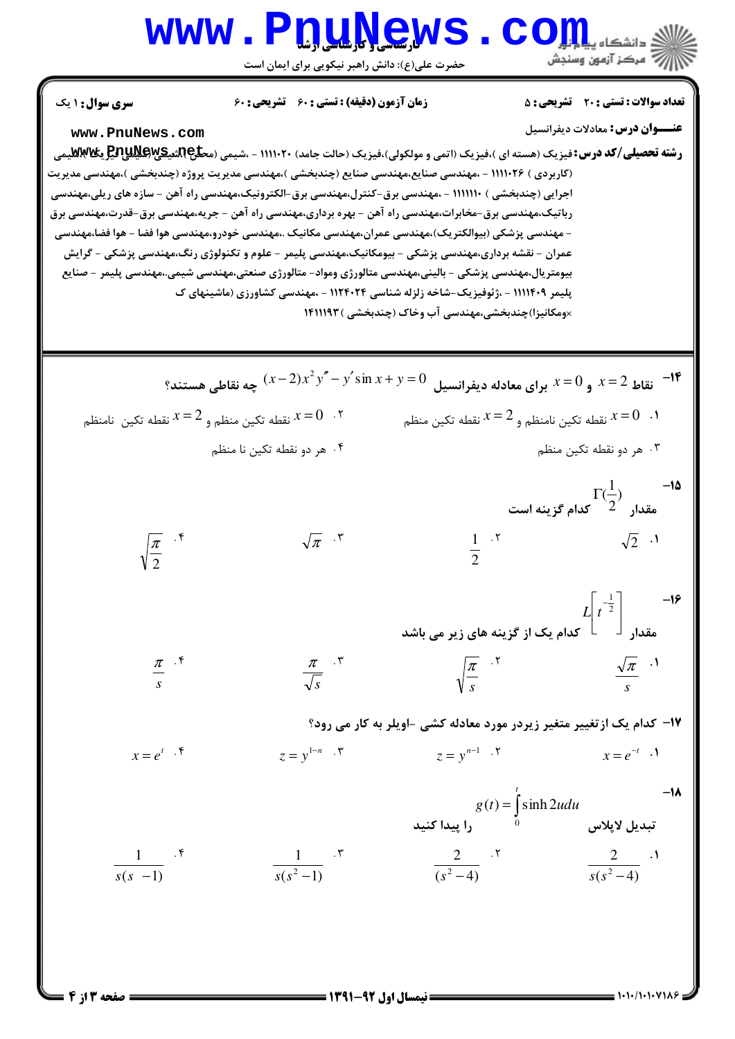**سری سوال:** ۱ یک　　**زمان آزمون (دقیقه) : تستی :** ۶۰ **تشریحی :** ۶۰　　**تعداد سوالات : تستی :** ۲۰ **تشریحی :** ۵

**عنـــوان درس:** معادلات دیفرانسیل

**رشته تحصیلی/کد درس:** فیزیک (هسته ای )،فیزیک (اتمی و مولکولی)،فیزیک (حالت جامد) ۱۱۱۱۰۲۰ - ،شیمی (محض )،شیمی (کاربردی ) ۱۱۱۱۰۲۶ - ،مهندسی صنایع،مهندسی صنایع (چندبخشی )،مهندسی مدیریت پروژه (چندبخشی )،مهندسی مدیریت اجرایی (چندبخشی ) ۱۱۱۱۱۱۰ - ،مهندسی برق-کنترل،مهندسی برق-الکترونیک،مهندسی راه آهن - سازه های ریلی،مهندسی رباتیک،مهندسی برق-مخابرات،مهندسی راه آهن - بهره برداری،مهندسی راه آهن - جریه،مهندسی برق-قدرت،مهندسی برق - مهندسی پزشکی (بیوالکتریک)،مهندسی عمران،مهندسی مکانیک ..مهندسی خودرو،مهندسی هوا فضا - هوا فضا،مهندسی عمران - نقشه برداری،مهندسی پزشکی - بیومکانیک،مهندسی پلیمر - علوم و تکنولوژی رنگ،مهندسی پزشکی - گرایش بیومتریال،مهندسی پزشکی - بالینی،مهندسی متالورژی ومواد- متالورژی صنعتی،مهندسی شیمی..مهندسی پلیمر - صنایع پلیمر ۱۱۱۱۴۰۹ - ،ژئوفیزیک-شاخه زلزله شناسی ۱۱۲۴۰۲۴ - ،مهندسی کشاورزی (ماشینهای ک ×ومکانیزا)چندبخشی،مهندسی آب وخاک (چندبخشی ) ۱۴۱۱۱۹۳

---

۱۴- نقاط $x=2$ و $x=0$ برای معادله دیفرانسیل $(x-2)x^2y''-y'\sin x+y=0$ چه نقاطی هستند؟

۱. $x=0$ نقطه تکین نامنظم و $x=2$ نقطه تکین منظم

۲. $x=0$ نقطه تکین منظم و $x=2$ نقطه تکین نامنظم

۳. هر دو نقطه تکین منظم

۴. هر دو نقطه تکین نا منظم

۱۵- مقدار $\Gamma(\frac{1}{2})$ کدام گزینه است

۱. $\sqrt{2}$

۲. $\frac{1}{2}$

۳. $\sqrt{\pi}$

۴. $\sqrt{\frac{\pi}{2}}$

۱۶- مقدار $L\left[t^{-\frac{1}{2}}\right]$ کدام یک از گزینه های زیر می باشد

۱. $\frac{\sqrt{\pi}}{s}$

۲. $\sqrt{\frac{\pi}{s}}$

۳. $\frac{\pi}{\sqrt{s}}$

۴. $\frac{\pi}{s}$

۱۷- کدام یک ازتغییر متغیر زیردر مورد معادله کشی -اویلر به کار می رود؟

۱. $x=e^{-t}$

۲. $z=y^{n-1}$

۳. $z=y^{1-n}$

۴. $x=e^{t}$

۱۸- تبدیل لاپلاس $g(t)=\int_0^t \sinh 2u\,du$ را پیدا کنید

۱. $\frac{2}{s(s^2-4)}$

۲. $\frac{2}{(s^2-4)}$

۳. $\frac{1}{s(s^2-1)}$

۴. $\frac{1}{s(s-1)}$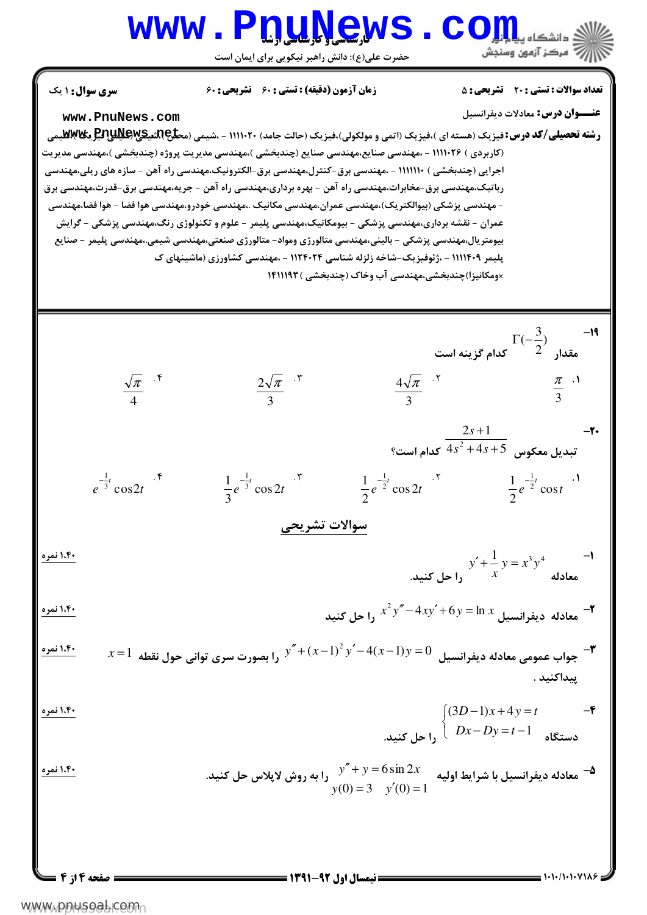**تعداد سوالات : تستی : ۲۰ تشریحی : ۵** | **زمان آزمون (دقیقه) : تستی : ۶۰ تشریحی : ۶۰** | **سری سوال : ۱ یک**

**عنـــوان درس:** معادلات دیفرانسیل

**رشته تحصیلی/کد درس:** فیزیک (هسته ای )،فیزیک (اتمی و مولکولی)،فیزیک (حالت جامد) ۱۱۱۱۰۲۰ - ،شیمی (محض )،فیزیک (گرایش اتمی)،شیمی (کاربردی ) ۱۱۱۱۰۲۶ - ،مهندسی صنایع،مهندسی صنایع (چندبخشی )،مهندسی مدیریت پروژه (چندبخشی )،مهندسی مدیریت اجرایی (چندبخشی ) ۱۱۱۱۱۱۰ - ،مهندسی برق-کنترل،مهندسی برق-الکترونیک،مهندسی راه آهن - سازه های ریلی،مهندسی رباتیک،مهندسی برق-مخابرات،مهندسی راه آهن - بهره برداری،مهندسی راه آهن - جریه،مهندسی برق-قدرت،مهندسی برق - مهندسی پزشکی (بیوالکتریک)،مهندسی عمران،مهندسی مکانیک ..مهندسی خودرو،مهندسی هوا فضا - هوا فضا،مهندسی عمران - نقشه برداری،مهندسی پزشکی - بیومکانیک،مهندسی پلیمر - علوم و تکنولوژی رنگ،مهندسی پزشکی - گرایش بیومتریال،مهندسی پزشکی - بالینی،مهندسی متالورژی ومواد- متالورژی صنعتی،مهندسی شیمی،.مهندسی پلیمر - صنایع پلیمر ۱۱۱۱۴۰۹ - ،ژئوفیزیک-شاخه زلزله شناسی ۱۱۲۴۰۲۴ - ،مهندسی کشاورزی (ماشینهای ک ×ومکانیزا)چندبخشی،مهندسی آب وخاک (چندبخشی ) ۱۴۱۱۱۹۳

---

۱۹- مقدار $\Gamma(-\frac{3}{2})$ کدام گزینه است

۱. $\frac{\pi}{3}$ ۲. $\frac{4\sqrt{\pi}}{3}$ ۳. $\frac{2\sqrt{\pi}}{3}$ ۴. $\frac{\sqrt{\pi}}{4}$

۲۰- تبدیل معکوس $\frac{2s+1}{4s^2+4s+5}$ کدام است؟

۱. $\frac{1}{2}e^{-\frac{1}{2}t}\cos t$ ۲. $\frac{1}{2}e^{-\frac{1}{2}t}\cos 2t$ ۳. $\frac{1}{3}e^{-\frac{1}{3}t}\cos 2t$ ۴. $e^{-\frac{1}{3}t}\cos 2t$

## سوالات تشریحی

۱- معادله $y' + \frac{1}{x}y = x^3y^4$ را حل کنید. **۱،۴۰ نمره**

۲- معادله دیفرانسیل $x^2y'' - 4xy' + 6y = \ln x$ را حل کنید **۱،۴۰ نمره**

۳- جواب عمومی معادله دیفرانسیل $y'' + (x-1)^2y' - 4(x-1)y = 0$ را بصورت سری توانی حول نقطه $x=1$ پیداکنید . **۱،۴۰ نمره**

۴- دستگاه
$$\begin{cases}(3D-1)x + 4y = t\\ Dx - Dy = t-1\end{cases}$$
را حل کنید. **۱،۴۰ نمره**

۵- معادله دیفرانسیل با شرایط اولیه $y'' + y = 6\sin 2x$ ، $y(0)=3 \quad y'(0)=1$ را به روش لاپلاس حل کنید. **۱،۴۰ نمره**